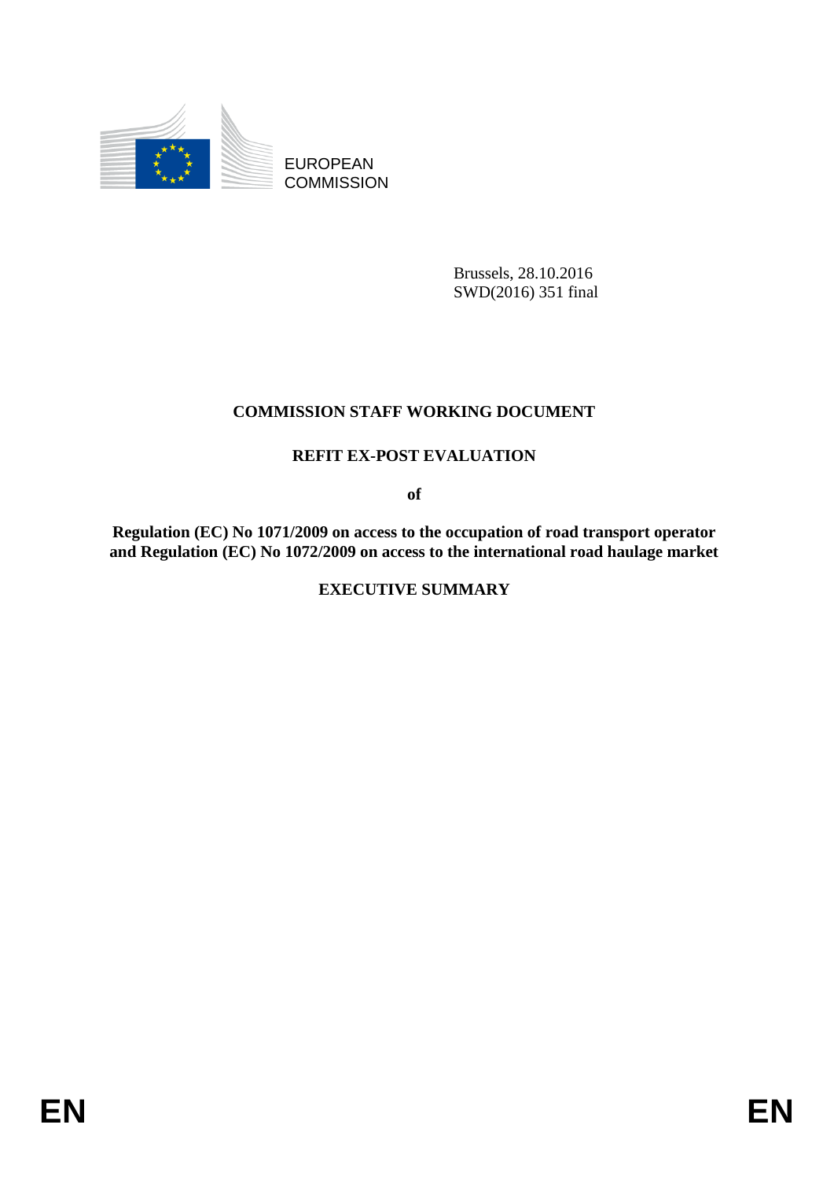EUROPEAN COMMISSION

Brussels, 28.10.2016
SWD(2016) 351 final

**COMMISSION STAFF WORKING DOCUMENT**

**REFIT EX-POST EVALUATION**

**of**

**Regulation (EC) No 1071/2009 on access to the occupation of road transport operator and Regulation (EC) No 1072/2009 on access to the international road haulage market**

**EXECUTIVE SUMMARY**

EN EN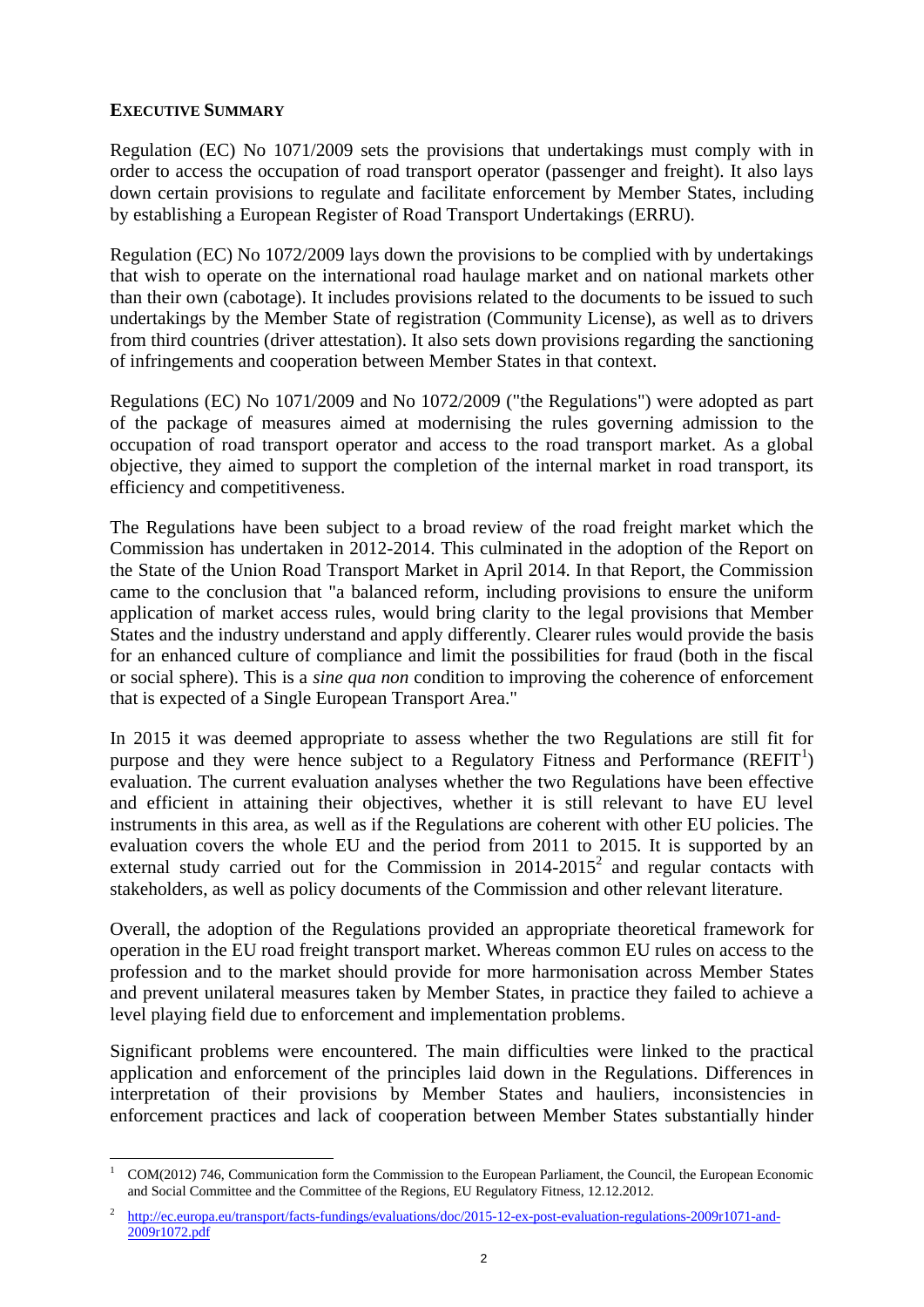**EXECUTIVE SUMMARY**

Regulation (EC) No 1071/2009 sets the provisions that undertakings must comply with in order to access the occupation of road transport operator (passenger and freight). It also lays down certain provisions to regulate and facilitate enforcement by Member States, including by establishing a European Register of Road Transport Undertakings (ERRU).

Regulation (EC) No 1072/2009 lays down the provisions to be complied with by undertakings that wish to operate on the international road haulage market and on national markets other than their own (cabotage). It includes provisions related to the documents to be issued to such undertakings by the Member State of registration (Community License), as well as to drivers from third countries (driver attestation). It also sets down provisions regarding the sanctioning of infringements and cooperation between Member States in that context.

Regulations (EC) No 1071/2009 and No 1072/2009 ("the Regulations") were adopted as part of the package of measures aimed at modernising the rules governing admission to the occupation of road transport operator and access to the road transport market. As a global objective, they aimed to support the completion of the internal market in road transport, its efficiency and competitiveness.

The Regulations have been subject to a broad review of the road freight market which the Commission has undertaken in 2012-2014. This culminated in the adoption of the Report on the State of the Union Road Transport Market in April 2014. In that Report, the Commission came to the conclusion that "a balanced reform, including provisions to ensure the uniform application of market access rules, would bring clarity to the legal provisions that Member States and the industry understand and apply differently. Clearer rules would provide the basis for an enhanced culture of compliance and limit the possibilities for fraud (both in the fiscal or social sphere). This is a *sine qua non* condition to improving the coherence of enforcement that is expected of a Single European Transport Area."

In 2015 it was deemed appropriate to assess whether the two Regulations are still fit for purpose and they were hence subject to a Regulatory Fitness and Performance (REFIT[1]) evaluation. The current evaluation analyses whether the two Regulations have been effective and efficient in attaining their objectives, whether it is still relevant to have EU level instruments in this area, as well as if the Regulations are coherent with other EU policies. The evaluation covers the whole EU and the period from 2011 to 2015. It is supported by an external study carried out for the Commission in 2014-2015[2] and regular contacts with stakeholders, as well as policy documents of the Commission and other relevant literature.

Overall, the adoption of the Regulations provided an appropriate theoretical framework for operation in the EU road freight transport market. Whereas common EU rules on access to the profession and to the market should provide for more harmonisation across Member States and prevent unilateral measures taken by Member States, in practice they failed to achieve a level playing field due to enforcement and implementation problems.

Significant problems were encountered. The main difficulties were linked to the practical application and enforcement of the principles laid down in the Regulations. Differences in interpretation of their provisions by Member States and hauliers, inconsistencies in enforcement practices and lack of cooperation between Member States substantially hinder

---

[1] COM(2012) 746, Communication form the Commission to the European Parliament, the Council, the European Economic and Social Committee and the Committee of the Regions, EU Regulatory Fitness, 12.12.2012.

[2] http://ec.europa.eu/transport/facts-fundings/evaluations/doc/2015-12-ex-post-evaluation-regulations-2009r1071-and-2009r1072.pdf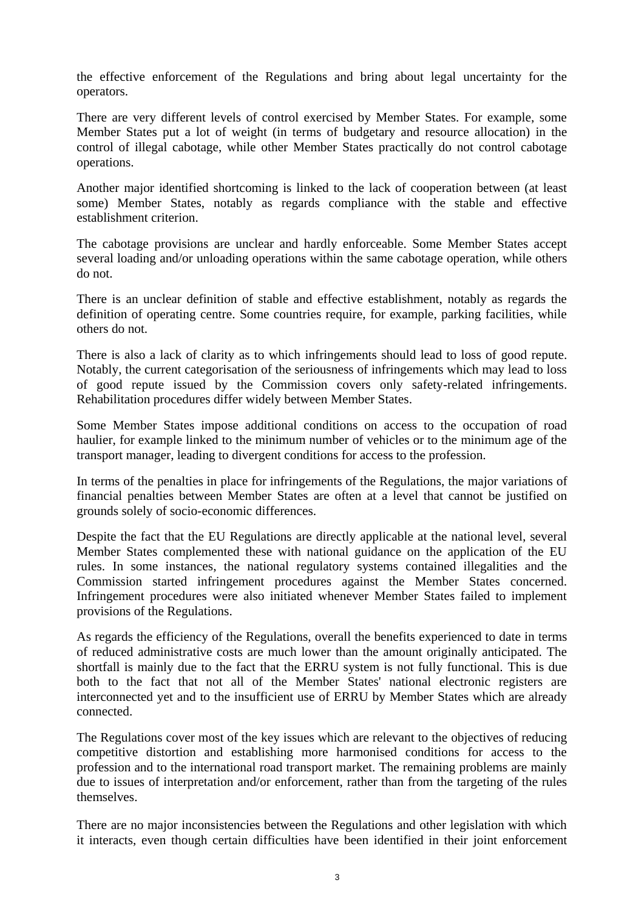the effective enforcement of the Regulations and bring about legal uncertainty for the operators.

There are very different levels of control exercised by Member States. For example, some Member States put a lot of weight (in terms of budgetary and resource allocation) in the control of illegal cabotage, while other Member States practically do not control cabotage operations.

Another major identified shortcoming is linked to the lack of cooperation between (at least some) Member States, notably as regards compliance with the stable and effective establishment criterion.

The cabotage provisions are unclear and hardly enforceable. Some Member States accept several loading and/or unloading operations within the same cabotage operation, while others do not.

There is an unclear definition of stable and effective establishment, notably as regards the definition of operating centre. Some countries require, for example, parking facilities, while others do not.

There is also a lack of clarity as to which infringements should lead to loss of good repute. Notably, the current categorisation of the seriousness of infringements which may lead to loss of good repute issued by the Commission covers only safety-related infringements. Rehabilitation procedures differ widely between Member States.

Some Member States impose additional conditions on access to the occupation of road haulier, for example linked to the minimum number of vehicles or to the minimum age of the transport manager, leading to divergent conditions for access to the profession.

In terms of the penalties in place for infringements of the Regulations, the major variations of financial penalties between Member States are often at a level that cannot be justified on grounds solely of socio-economic differences.

Despite the fact that the EU Regulations are directly applicable at the national level, several Member States complemented these with national guidance on the application of the EU rules. In some instances, the national regulatory systems contained illegalities and the Commission started infringement procedures against the Member States concerned. Infringement procedures were also initiated whenever Member States failed to implement provisions of the Regulations.

As regards the efficiency of the Regulations, overall the benefits experienced to date in terms of reduced administrative costs are much lower than the amount originally anticipated. The shortfall is mainly due to the fact that the ERRU system is not fully functional. This is due both to the fact that not all of the Member States' national electronic registers are interconnected yet and to the insufficient use of ERRU by Member States which are already connected.

The Regulations cover most of the key issues which are relevant to the objectives of reducing competitive distortion and establishing more harmonised conditions for access to the profession and to the international road transport market. The remaining problems are mainly due to issues of interpretation and/or enforcement, rather than from the targeting of the rules themselves.

There are no major inconsistencies between the Regulations and other legislation with which it interacts, even though certain difficulties have been identified in their joint enforcement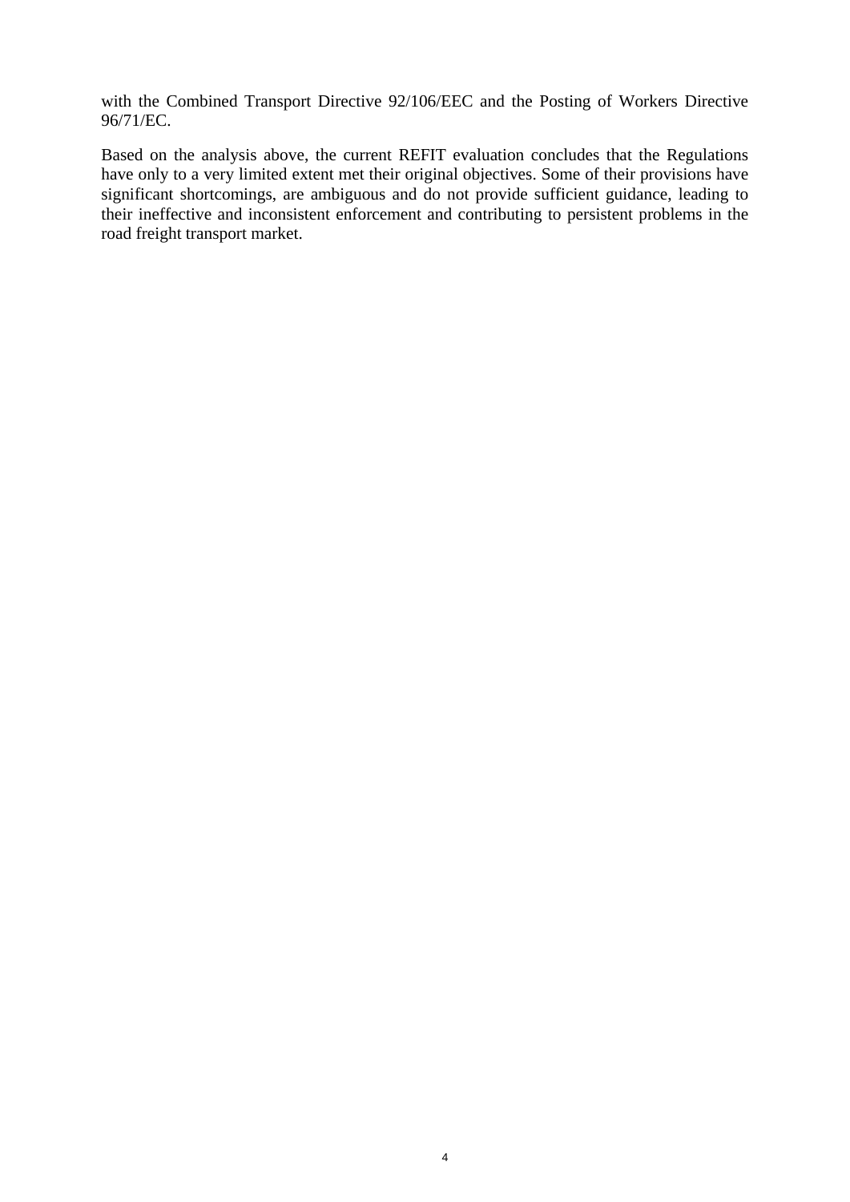with the Combined Transport Directive 92/106/EEC and the Posting of Workers Directive 96/71/EC.

Based on the analysis above, the current REFIT evaluation concludes that the Regulations have only to a very limited extent met their original objectives. Some of their provisions have significant shortcomings, are ambiguous and do not provide sufficient guidance, leading to their ineffective and inconsistent enforcement and contributing to persistent problems in the road freight transport market.